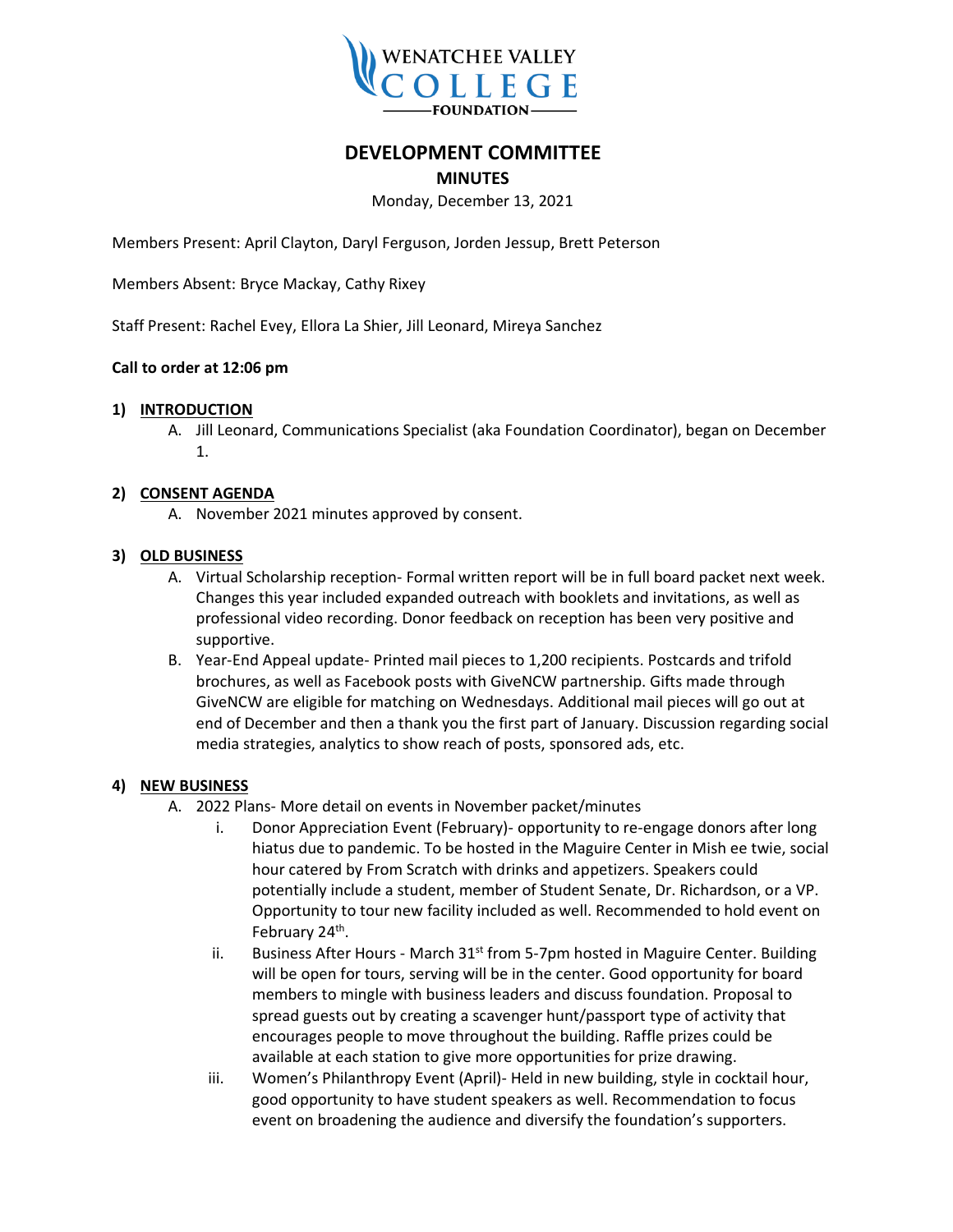WENATCHEE VALLEY COLLEGE FOUNDATION

# DEVELOPMENT COMMITTEE

## MINUTES

Monday, December 13, 2021

Members Present: April Clayton, Daryl Ferguson, Jorden Jessup, Brett Peterson

Members Absent: Bryce Mackay, Cathy Rixey

Staff Present: Rachel Evey, Ellora La Shier, Jill Leonard, Mireya Sanchez

**Call to order at 12:06 pm**

1) **INTRODUCTION**
   A. Jill Leonard, Communications Specialist (aka Foundation Coordinator), began on December 1.

2) **CONSENT AGENDA**
   A. November 2021 minutes approved by consent.

3) **OLD BUSINESS**
   A. Virtual Scholarship reception- Formal written report will be in full board packet next week. Changes this year included expanded outreach with booklets and invitations, as well as professional video recording. Donor feedback on reception has been very positive and supportive.
   B. Year-End Appeal update- Printed mail pieces to 1,200 recipients. Postcards and trifold brochures, as well as Facebook posts with GiveNCW partnership. Gifts made through GiveNCW are eligible for matching on Wednesdays. Additional mail pieces will go out at end of December and then a thank you the first part of January. Discussion regarding social media strategies, analytics to show reach of posts, sponsored ads, etc.

4) **NEW BUSINESS**
   A. 2022 Plans- More detail on events in November packet/minutes
      i. Donor Appreciation Event (February)- opportunity to re-engage donors after long hiatus due to pandemic. To be hosted in the Maguire Center in Mish ee twie, social hour catered by From Scratch with drinks and appetizers. Speakers could potentially include a student, member of Student Senate, Dr. Richardson, or a VP. Opportunity to tour new facility included as well. Recommended to hold event on February 24th.
      ii. Business After Hours - March 31st from 5-7pm hosted in Maguire Center. Building will be open for tours, serving will be in the center. Good opportunity for board members to mingle with business leaders and discuss foundation. Proposal to spread guests out by creating a scavenger hunt/passport type of activity that encourages people to move throughout the building. Raffle prizes could be available at each station to give more opportunities for prize drawing.
      iii. Women's Philanthropy Event (April)- Held in new building, style in cocktail hour, good opportunity to have student speakers as well. Recommendation to focus event on broadening the audience and diversify the foundation's supporters.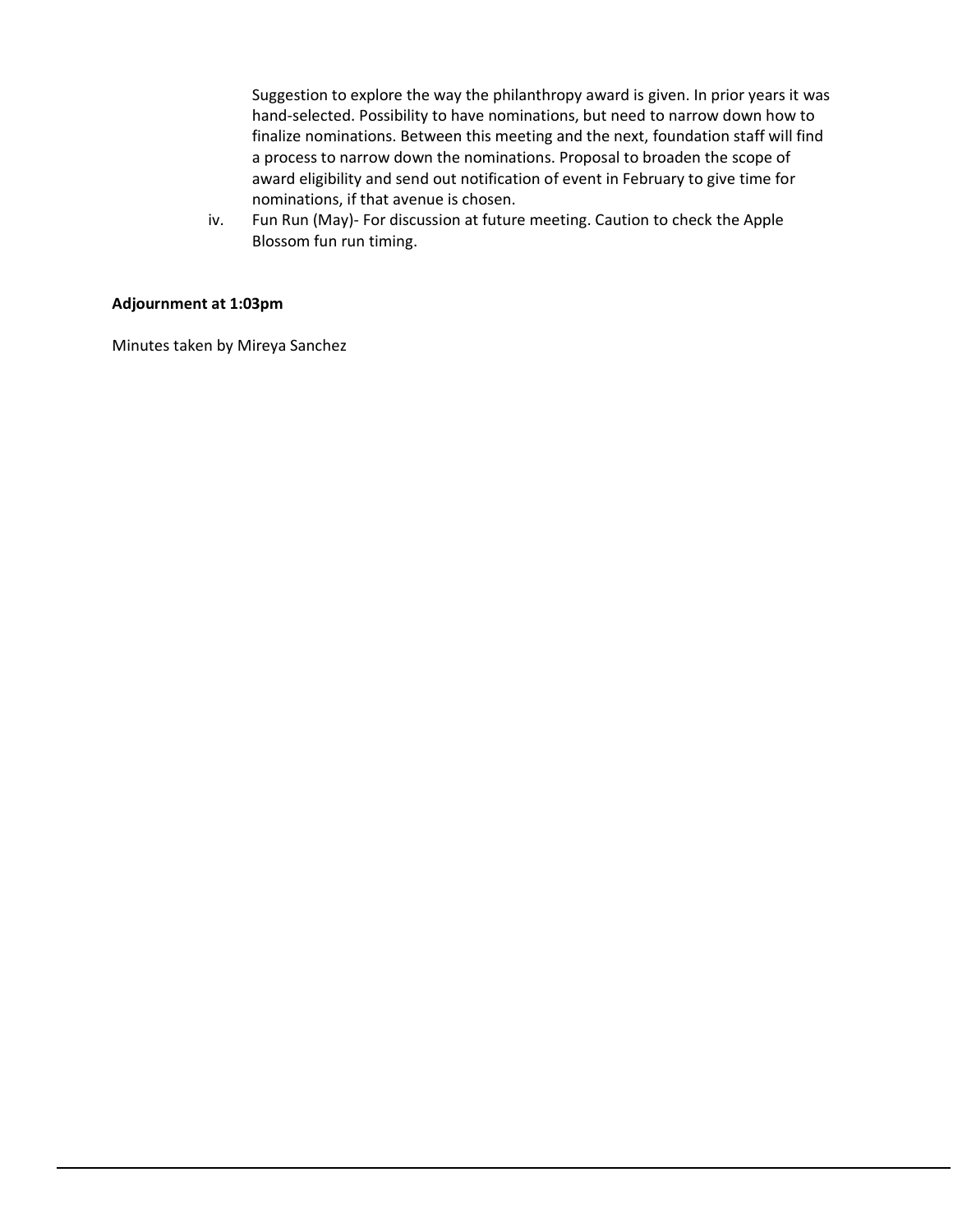Suggestion to explore the way the philanthropy award is given. In prior years it was hand-selected. Possibility to have nominations, but need to narrow down how to finalize nominations. Between this meeting and the next, foundation staff will find a process to narrow down the nominations. Proposal to broaden the scope of award eligibility and send out notification of event in February to give time for nominations, if that avenue is chosen.

iv. Fun Run (May)- For discussion at future meeting. Caution to check the Apple Blossom fun run timing.

**Adjournment at 1:03pm**

Minutes taken by Mireya Sanchez